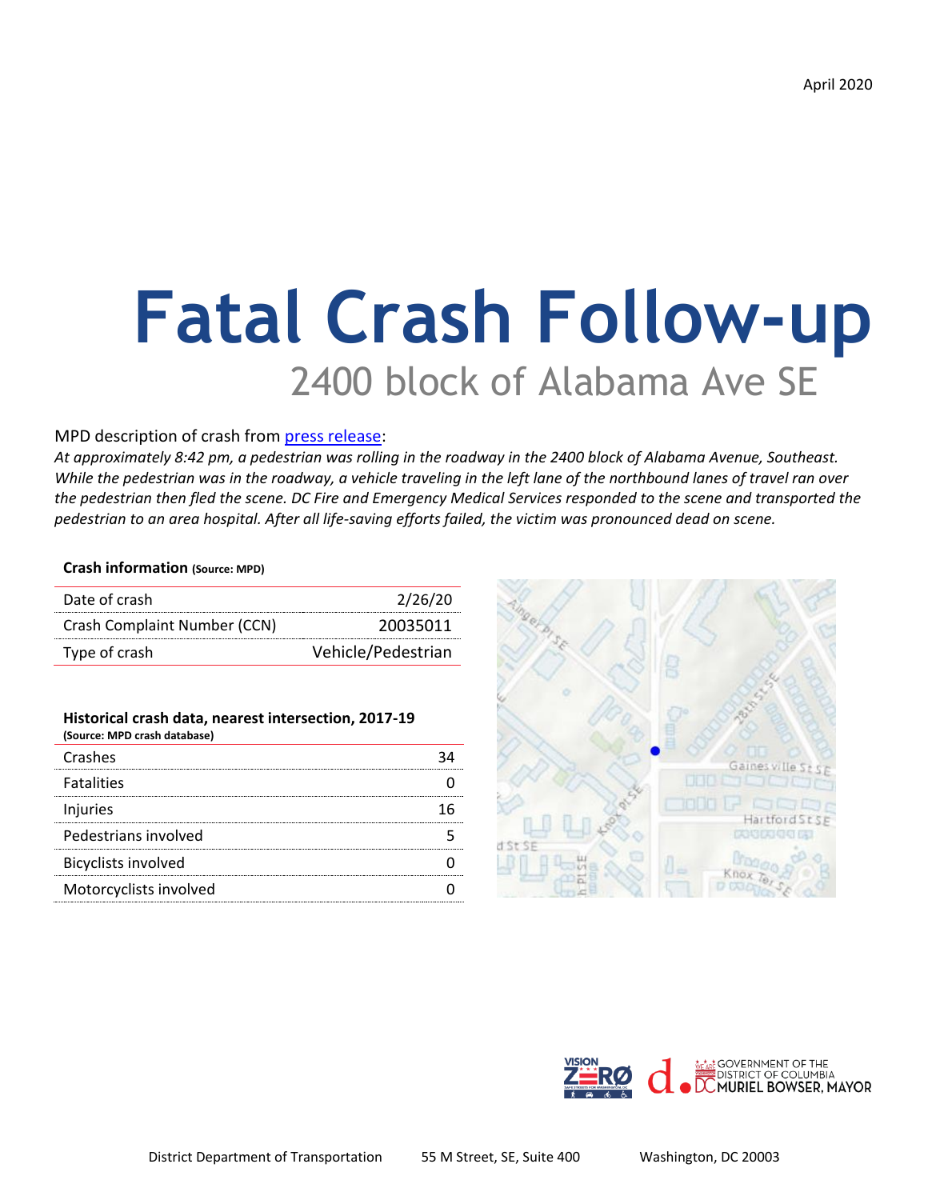April 2020

# Fatal Crash Follow-up

## 2400 block of Alabama Ave SE

MPD description of crash from press release:

*At approximately 8:42 pm, a pedestrian was rolling in the roadway in the 2400 block of Alabama Avenue, Southeast. While the pedestrian was in the roadway, a vehicle traveling in the left lane of the northbound lanes of travel ran over the pedestrian then fled the scene. DC Fire and Emergency Medical Services responded to the scene and transported the pedestrian to an area hospital. After all life-saving efforts failed, the victim was pronounced dead on scene.*

**Crash information** (Source: MPD)

| | |
|---|---|
| Date of crash | 2/26/20 |
| Crash Complaint Number (CCN) | 20035011 |
| Type of crash | Vehicle/Pedestrian |

**Historical crash data, nearest intersection, 2017-19**
**(Source: MPD crash database)**

| | |
|---|---|
| Crashes | 34 |
| Fatalities | 0 |
| Injuries | 16 |
| Pedestrians involved | 5 |
| Bicyclists involved | 0 |
| Motorcyclists involved | 0 |

District Department of Transportation 55 M Street, SE, Suite 400 Washington, DC 20003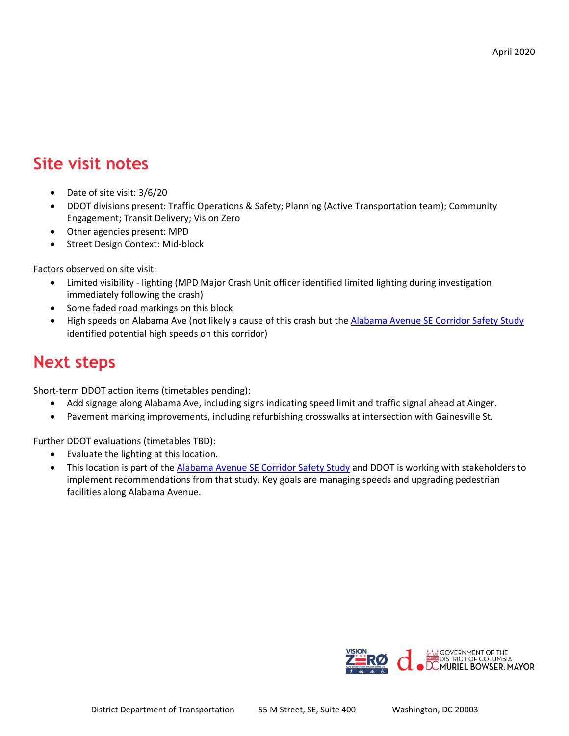April 2020

## Site visit notes

- Date of site visit: 3/6/20
- DDOT divisions present: Traffic Operations & Safety; Planning (Active Transportation team); Community Engagement; Transit Delivery; Vision Zero
- Other agencies present: MPD
- Street Design Context: Mid-block

Factors observed on site visit:

- Limited visibility - lighting (MPD Major Crash Unit officer identified limited lighting during investigation immediately following the crash)
- Some faded road markings on this block
- High speeds on Alabama Ave (not likely a cause of this crash but the Alabama Avenue SE Corridor Safety Study identified potential high speeds on this corridor)

## Next steps

Short-term DDOT action items (timetables pending):

- Add signage along Alabama Ave, including signs indicating speed limit and traffic signal ahead at Ainger.
- Pavement marking improvements, including refurbishing crosswalks at intersection with Gainesville St.

Further DDOT evaluations (timetables TBD):

- Evaluate the lighting at this location.
- This location is part of the Alabama Avenue SE Corridor Safety Study and DDOT is working with stakeholders to implement recommendations from that study. Key goals are managing speeds and upgrading pedestrian facilities along Alabama Avenue.